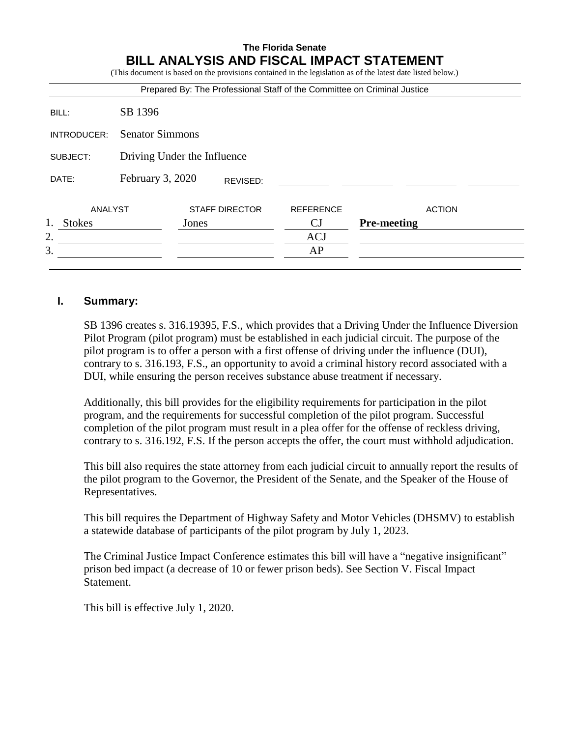**The Florida Senate**

# BILL ANALYSIS AND FISCAL IMPACT STATEMENT

(This document is based on the provisions contained in the legislation as of the latest date listed below.)

Prepared By: The Professional Staff of the Committee on Criminal Justice

| | |
|---|---|
| BILL: | SB 1396 |
| INTRODUCER: | Senator Simmons |
| SUBJECT: | Driving Under the Influence |
| DATE: | February 3, 2020 REVISED: |

| | ANALYST | STAFF DIRECTOR | REFERENCE | ACTION |
|---|---|---|---|---|
| 1. | Stokes | Jones | CJ | **Pre-meeting** |
| 2. | | | ACJ | |
| 3. | | | AP | |

## I. Summary:

SB 1396 creates s. 316.19395, F.S., which provides that a Driving Under the Influence Diversion Pilot Program (pilot program) must be established in each judicial circuit. The purpose of the pilot program is to offer a person with a first offense of driving under the influence (DUI), contrary to s. 316.193, F.S., an opportunity to avoid a criminal history record associated with a DUI, while ensuring the person receives substance abuse treatment if necessary.

Additionally, this bill provides for the eligibility requirements for participation in the pilot program, and the requirements for successful completion of the pilot program. Successful completion of the pilot program must result in a plea offer for the offense of reckless driving, contrary to s. 316.192, F.S. If the person accepts the offer, the court must withhold adjudication.

This bill also requires the state attorney from each judicial circuit to annually report the results of the pilot program to the Governor, the President of the Senate, and the Speaker of the House of Representatives.

This bill requires the Department of Highway Safety and Motor Vehicles (DHSMV) to establish a statewide database of participants of the pilot program by July 1, 2023.

The Criminal Justice Impact Conference estimates this bill will have a "negative insignificant" prison bed impact (a decrease of 10 or fewer prison beds). See Section V. Fiscal Impact Statement.

This bill is effective July 1, 2020.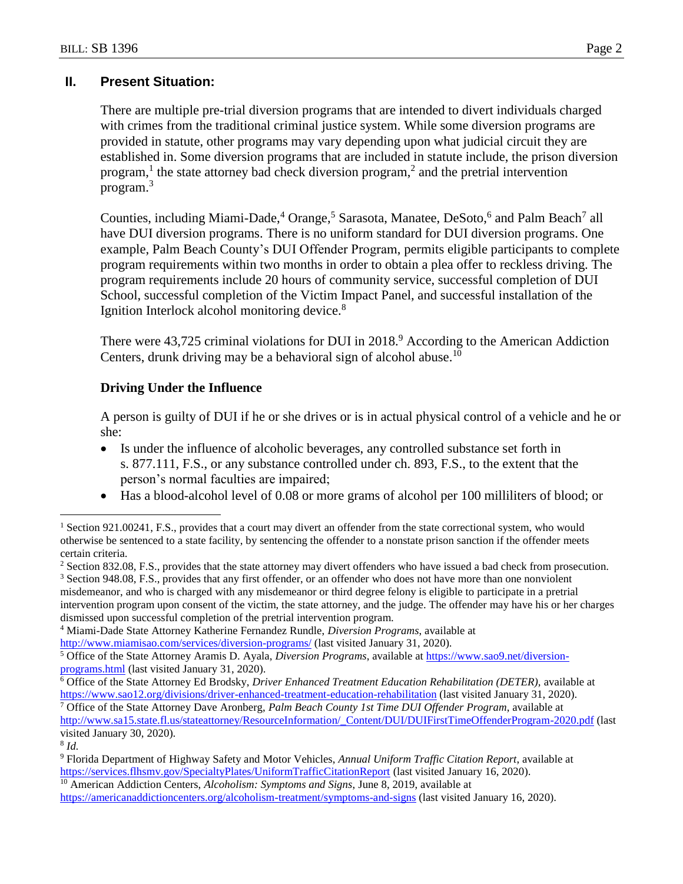## II. Present Situation:

There are multiple pre-trial diversion programs that are intended to divert individuals charged with crimes from the traditional criminal justice system. While some diversion programs are provided in statute, other programs may vary depending upon what judicial circuit they are established in. Some diversion programs that are included in statute include, the prison diversion program,[1] the state attorney bad check diversion program,[2] and the pretrial intervention program.[3]

Counties, including Miami-Dade,[4] Orange,[5] Sarasota, Manatee, DeSoto,[6] and Palm Beach[7] all have DUI diversion programs. There is no uniform standard for DUI diversion programs. One example, Palm Beach County's DUI Offender Program, permits eligible participants to complete program requirements within two months in order to obtain a plea offer to reckless driving. The program requirements include 20 hours of community service, successful completion of DUI School, successful completion of the Victim Impact Panel, and successful installation of the Ignition Interlock alcohol monitoring device.[8]

There were 43,725 criminal violations for DUI in 2018.[9] According to the American Addiction Centers, drunk driving may be a behavioral sign of alcohol abuse.[10]

### Driving Under the Influence

A person is guilty of DUI if he or she drives or is in actual physical control of a vehicle and he or she:

- Is under the influence of alcoholic beverages, any controlled substance set forth in s. 877.111, F.S., or any substance controlled under ch. 893, F.S., to the extent that the person's normal faculties are impaired;
- Has a blood-alcohol level of 0.08 or more grams of alcohol per 100 milliliters of blood; or

---

[1] Section 921.00241, F.S., provides that a court may divert an offender from the state correctional system, who would otherwise be sentenced to a state facility, by sentencing the offender to a nonstate prison sanction if the offender meets certain criteria.

[2] Section 832.08, F.S., provides that the state attorney may divert offenders who have issued a bad check from prosecution.

[3] Section 948.08, F.S., provides that any first offender, or an offender who does not have more than one nonviolent misdemeanor, and who is charged with any misdemeanor or third degree felony is eligible to participate in a pretrial intervention program upon consent of the victim, the state attorney, and the judge. The offender may have his or her charges dismissed upon successful completion of the pretrial intervention program.

[4] Miami-Dade State Attorney Katherine Fernandez Rundle, *Diversion Programs*, available at http://www.miamisao.com/services/diversion-programs/ (last visited January 31, 2020).

[5] Office of the State Attorney Aramis D. Ayala, *Diversion Programs*, available at https://www.sao9.net/diversion-programs.html (last visited January 31, 2020).

[6] Office of the State Attorney Ed Brodsky, *Driver Enhanced Treatment Education Rehabilitation (DETER)*, available at https://www.sao12.org/divisions/driver-enhanced-treatment-education-rehabilitation (last visited January 31, 2020).

[7] Office of the State Attorney Dave Aronberg, *Palm Beach County 1st Time DUI Offender Program*, available at http://www.sa15.state.fl.us/stateattorney/ResourceInformation/_Content/DUI/DUIFirstTimeOffenderProgram-2020.pdf (last visited January 30, 2020).

[8] *Id.*

[9] Florida Department of Highway Safety and Motor Vehicles, *Annual Uniform Traffic Citation Report*, available at https://services.flhsmv.gov/SpecialtyPlates/UniformTrafficCitationReport (last visited January 16, 2020).

[10] American Addiction Centers, *Alcoholism: Symptoms and Signs*, June 8, 2019, available at https://americanaddictioncenters.org/alcoholism-treatment/symptoms-and-signs (last visited January 16, 2020).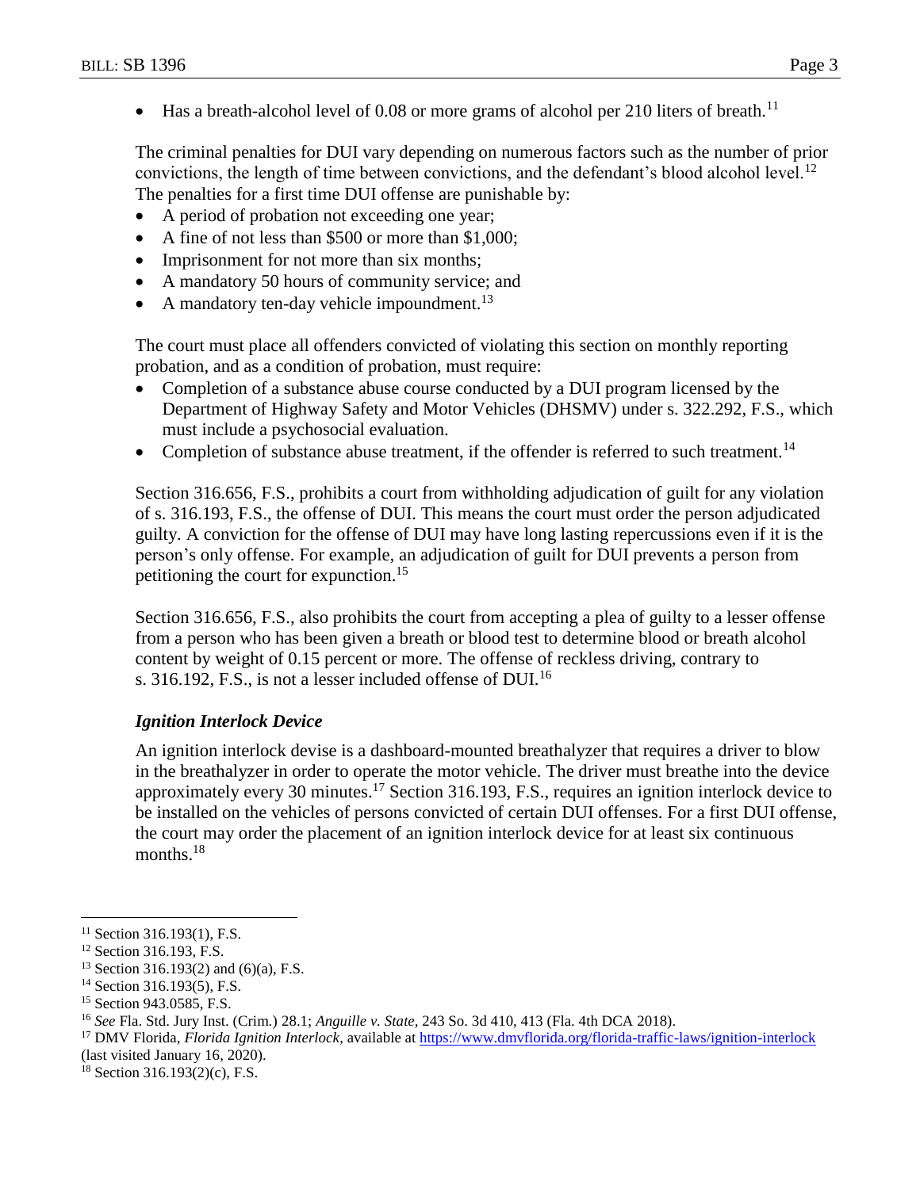- Has a breath-alcohol level of 0.08 or more grams of alcohol per 210 liters of breath.[11]

The criminal penalties for DUI vary depending on numerous factors such as the number of prior convictions, the length of time between convictions, and the defendant's blood alcohol level.[12] The penalties for a first time DUI offense are punishable by:

- A period of probation not exceeding one year;
- A fine of not less than $500 or more than $1,000;
- Imprisonment for not more than six months;
- A mandatory 50 hours of community service; and
- A mandatory ten-day vehicle impoundment.[13]

The court must place all offenders convicted of violating this section on monthly reporting probation, and as a condition of probation, must require:

- Completion of a substance abuse course conducted by a DUI program licensed by the Department of Highway Safety and Motor Vehicles (DHSMV) under s. 322.292, F.S., which must include a psychosocial evaluation.
- Completion of substance abuse treatment, if the offender is referred to such treatment.[14]

Section 316.656, F.S., prohibits a court from withholding adjudication of guilt for any violation of s. 316.193, F.S., the offense of DUI. This means the court must order the person adjudicated guilty. A conviction for the offense of DUI may have long lasting repercussions even if it is the person's only offense. For example, an adjudication of guilt for DUI prevents a person from petitioning the court for expunction.[15]

Section 316.656, F.S., also prohibits the court from accepting a plea of guilty to a lesser offense from a person who has been given a breath or blood test to determine blood or breath alcohol content by weight of 0.15 percent or more. The offense of reckless driving, contrary to s. 316.192, F.S., is not a lesser included offense of DUI.[16]

### *Ignition Interlock Device*

An ignition interlock devise is a dashboard-mounted breathalyzer that requires a driver to blow in the breathalyzer in order to operate the motor vehicle. The driver must breathe into the device approximately every 30 minutes.[17] Section 316.193, F.S., requires an ignition interlock device to be installed on the vehicles of persons convicted of certain DUI offenses. For a first DUI offense, the court may order the placement of an ignition interlock device for at least six continuous months.[18]

---

[11] Section 316.193(1), F.S.

[12] Section 316.193, F.S.

[13] Section 316.193(2) and (6)(a), F.S.

[14] Section 316.193(5), F.S.

[15] Section 943.0585, F.S.

[16] *See* Fla. Std. Jury Inst. (Crim.) 28.1; *Anguille v. State,* 243 So. 3d 410, 413 (Fla. 4th DCA 2018).

[17] DMV Florida, *Florida Ignition Interlock,* available at https://www.dmvflorida.org/florida-traffic-laws/ignition-interlock (last visited January 16, 2020).

[18] Section 316.193(2)(c), F.S.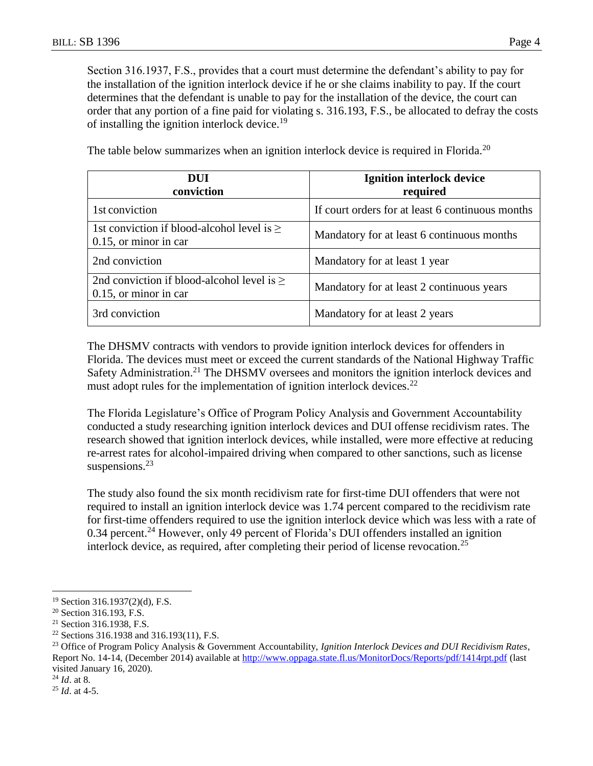Section 316.1937, F.S., provides that a court must determine the defendant's ability to pay for the installation of the ignition interlock device if he or she claims inability to pay. If the court determines that the defendant is unable to pay for the installation of the device, the court can order that any portion of a fine paid for violating s. 316.193, F.S., be allocated to defray the costs of installing the ignition interlock device.[19]

The table below summarizes when an ignition interlock device is required in Florida.[20]

| **DUI conviction** | **Ignition interlock device required** |
|---|---|
| 1st conviction | If court orders for at least 6 continuous months |
| 1st conviction if blood-alcohol level is ≥ 0.15, or minor in car | Mandatory for at least 6 continuous months |
| 2nd conviction | Mandatory for at least 1 year |
| 2nd conviction if blood-alcohol level is ≥ 0.15, or minor in car | Mandatory for at least 2 continuous years |
| 3rd conviction | Mandatory for at least 2 years |

The DHSMV contracts with vendors to provide ignition interlock devices for offenders in Florida. The devices must meet or exceed the current standards of the National Highway Traffic Safety Administration.[21] The DHSMV oversees and monitors the ignition interlock devices and must adopt rules for the implementation of ignition interlock devices.[22]

The Florida Legislature's Office of Program Policy Analysis and Government Accountability conducted a study researching ignition interlock devices and DUI offense recidivism rates. The research showed that ignition interlock devices, while installed, were more effective at reducing re-arrest rates for alcohol-impaired driving when compared to other sanctions, such as license suspensions.[23]

The study also found the six month recidivism rate for first-time DUI offenders that were not required to install an ignition interlock device was 1.74 percent compared to the recidivism rate for first-time offenders required to use the ignition interlock device which was less with a rate of 0.34 percent.[24] However, only 49 percent of Florida's DUI offenders installed an ignition interlock device, as required, after completing their period of license revocation.[25]

---

[19] Section 316.1937(2)(d), F.S.

[20] Section 316.193, F.S.

[21] Section 316.1938, F.S.

[22] Sections 316.1938 and 316.193(11), F.S.

[23] Office of Program Policy Analysis & Government Accountability, *Ignition Interlock Devices and DUI Recidivism Rates*, Report No. 14-14, (December 2014) available at http://www.oppaga.state.fl.us/MonitorDocs/Reports/pdf/1414rpt.pdf (last visited January 16, 2020).

[24] *Id*. at 8.

[25] *Id*. at 4-5.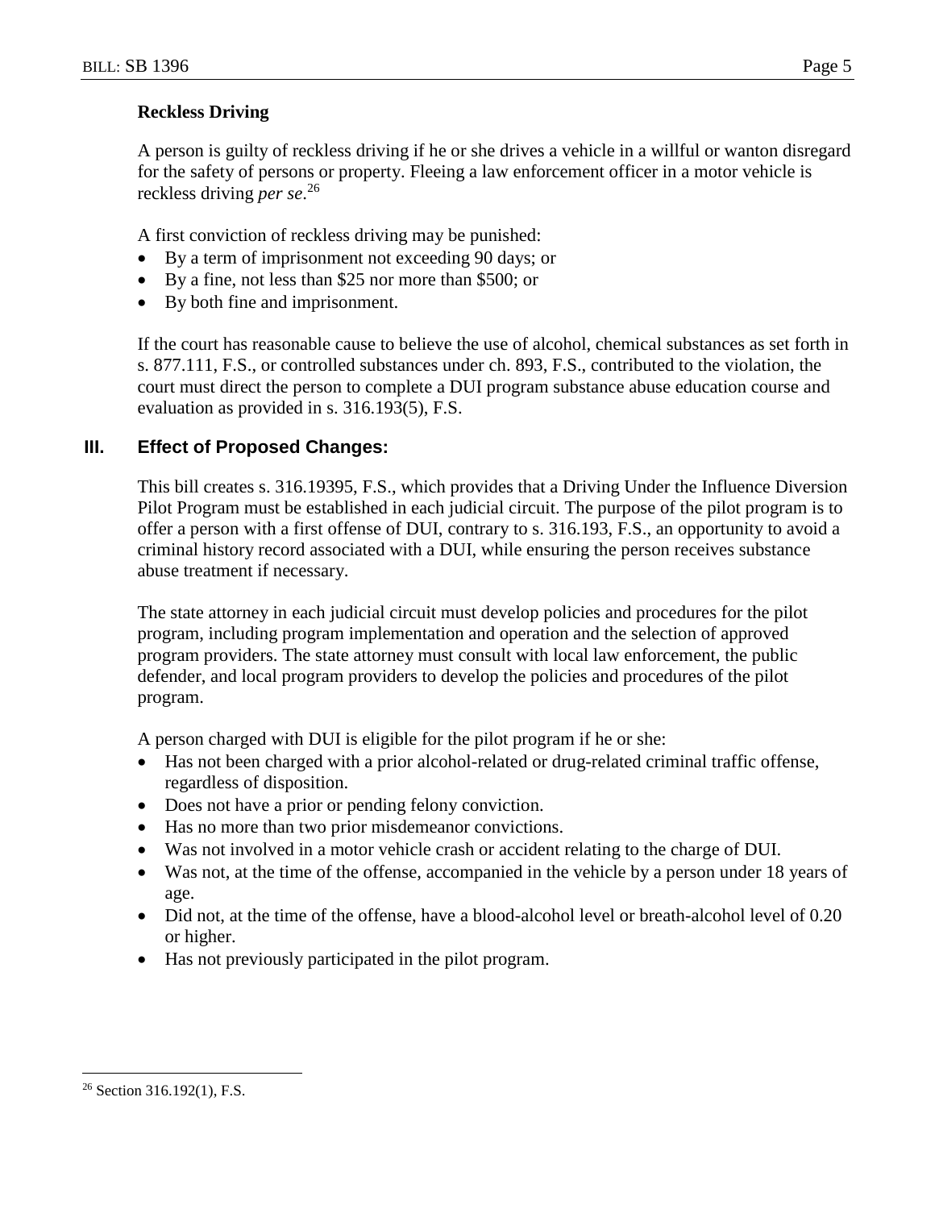**Reckless Driving**

A person is guilty of reckless driving if he or she drives a vehicle in a willful or wanton disregard for the safety of persons or property. Fleeing a law enforcement officer in a motor vehicle is reckless driving *per se*.[26]

A first conviction of reckless driving may be punished:

- By a term of imprisonment not exceeding 90 days; or
- By a fine, not less than $25 nor more than $500; or
- By both fine and imprisonment.

If the court has reasonable cause to believe the use of alcohol, chemical substances as set forth in s. 877.111, F.S., or controlled substances under ch. 893, F.S., contributed to the violation, the court must direct the person to complete a DUI program substance abuse education course and evaluation as provided in s. 316.193(5), F.S.

## III. Effect of Proposed Changes:

This bill creates s. 316.19395, F.S., which provides that a Driving Under the Influence Diversion Pilot Program must be established in each judicial circuit. The purpose of the pilot program is to offer a person with a first offense of DUI, contrary to s. 316.193, F.S., an opportunity to avoid a criminal history record associated with a DUI, while ensuring the person receives substance abuse treatment if necessary.

The state attorney in each judicial circuit must develop policies and procedures for the pilot program, including program implementation and operation and the selection of approved program providers. The state attorney must consult with local law enforcement, the public defender, and local program providers to develop the policies and procedures of the pilot program.

A person charged with DUI is eligible for the pilot program if he or she:

- Has not been charged with a prior alcohol-related or drug-related criminal traffic offense, regardless of disposition.
- Does not have a prior or pending felony conviction.
- Has no more than two prior misdemeanor convictions.
- Was not involved in a motor vehicle crash or accident relating to the charge of DUI.
- Was not, at the time of the offense, accompanied in the vehicle by a person under 18 years of age.
- Did not, at the time of the offense, have a blood-alcohol level or breath-alcohol level of 0.20 or higher.
- Has not previously participated in the pilot program.

[26] Section 316.192(1), F.S.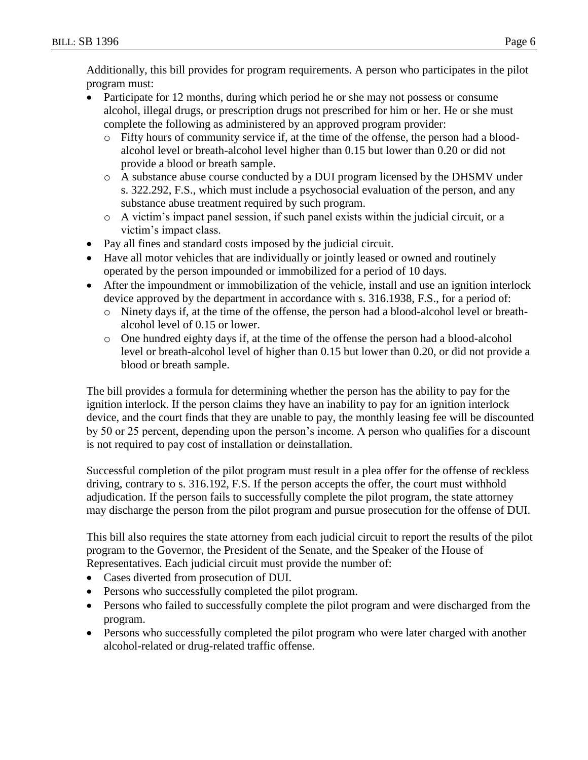Additionally, this bill provides for program requirements. A person who participates in the pilot program must:

- Participate for 12 months, during which period he or she may not possess or consume alcohol, illegal drugs, or prescription drugs not prescribed for him or her. He or she must complete the following as administered by an approved program provider:
  - Fifty hours of community service if, at the time of the offense, the person had a blood-alcohol level or breath-alcohol level higher than 0.15 but lower than 0.20 or did not provide a blood or breath sample.
  - A substance abuse course conducted by a DUI program licensed by the DHSMV under s. 322.292, F.S., which must include a psychosocial evaluation of the person, and any substance abuse treatment required by such program.
  - A victim's impact panel session, if such panel exists within the judicial circuit, or a victim's impact class.
- Pay all fines and standard costs imposed by the judicial circuit.
- Have all motor vehicles that are individually or jointly leased or owned and routinely operated by the person impounded or immobilized for a period of 10 days.
- After the impoundment or immobilization of the vehicle, install and use an ignition interlock device approved by the department in accordance with s. 316.1938, F.S., for a period of:
  - Ninety days if, at the time of the offense, the person had a blood-alcohol level or breath-alcohol level of 0.15 or lower.
  - One hundred eighty days if, at the time of the offense the person had a blood-alcohol level or breath-alcohol level of higher than 0.15 but lower than 0.20, or did not provide a blood or breath sample.

The bill provides a formula for determining whether the person has the ability to pay for the ignition interlock. If the person claims they have an inability to pay for an ignition interlock device, and the court finds that they are unable to pay, the monthly leasing fee will be discounted by 50 or 25 percent, depending upon the person's income. A person who qualifies for a discount is not required to pay cost of installation or deinstallation.

Successful completion of the pilot program must result in a plea offer for the offense of reckless driving, contrary to s. 316.192, F.S. If the person accepts the offer, the court must withhold adjudication. If the person fails to successfully complete the pilot program, the state attorney may discharge the person from the pilot program and pursue prosecution for the offense of DUI.

This bill also requires the state attorney from each judicial circuit to report the results of the pilot program to the Governor, the President of the Senate, and the Speaker of the House of Representatives. Each judicial circuit must provide the number of:

- Cases diverted from prosecution of DUI.
- Persons who successfully completed the pilot program.
- Persons who failed to successfully complete the pilot program and were discharged from the program.
- Persons who successfully completed the pilot program who were later charged with another alcohol-related or drug-related traffic offense.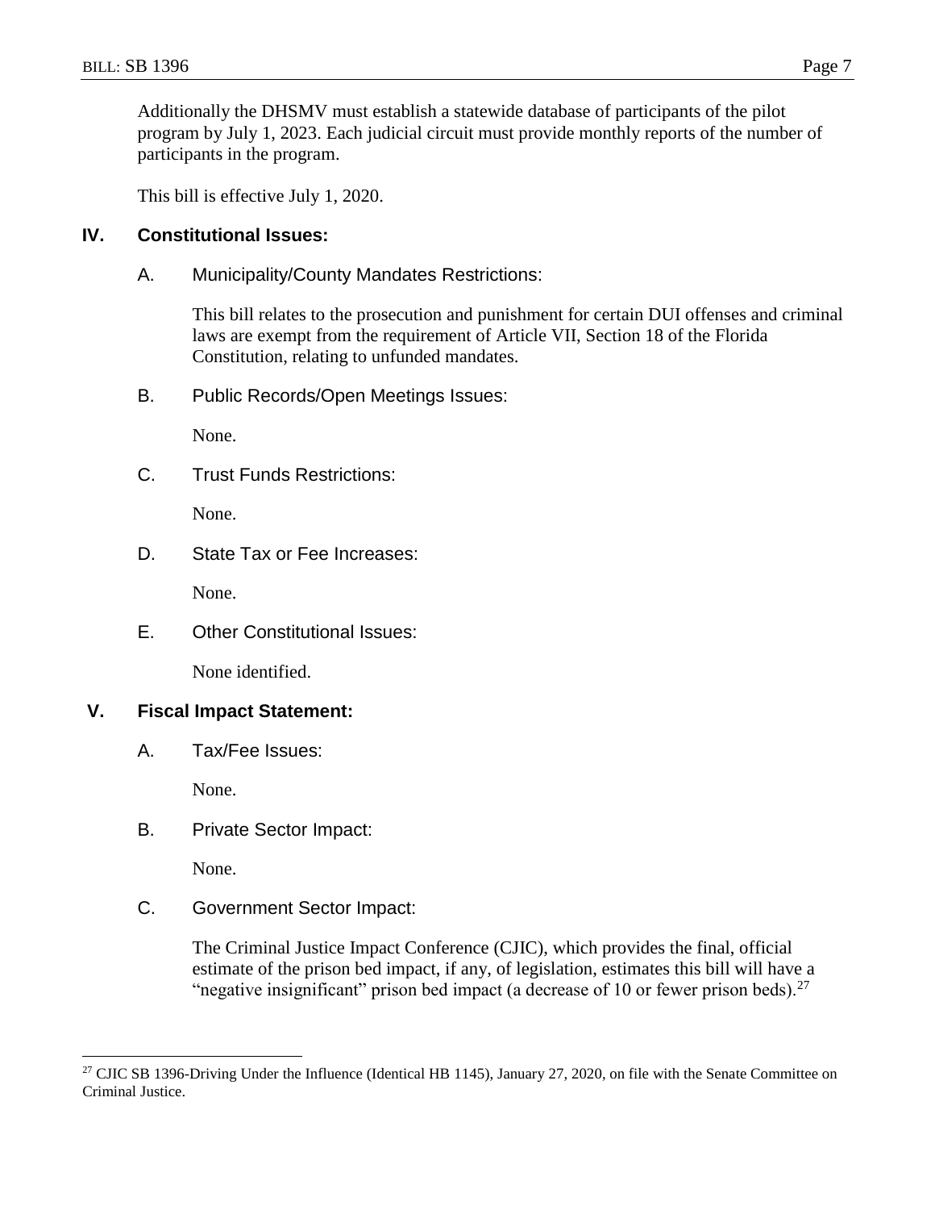Additionally the DHSMV must establish a statewide database of participants of the pilot program by July 1, 2023. Each judicial circuit must provide monthly reports of the number of participants in the program.

This bill is effective July 1, 2020.

## IV. Constitutional Issues:

### A. Municipality/County Mandates Restrictions:

This bill relates to the prosecution and punishment for certain DUI offenses and criminal laws are exempt from the requirement of Article VII, Section 18 of the Florida Constitution, relating to unfunded mandates.

### B. Public Records/Open Meetings Issues:

None.

### C. Trust Funds Restrictions:

None.

### D. State Tax or Fee Increases:

None.

### E. Other Constitutional Issues:

None identified.

## V. Fiscal Impact Statement:

### A. Tax/Fee Issues:

None.

### B. Private Sector Impact:

None.

### C. Government Sector Impact:

The Criminal Justice Impact Conference (CJIC), which provides the final, official estimate of the prison bed impact, if any, of legislation, estimates this bill will have a "negative insignificant" prison bed impact (a decrease of 10 or fewer prison beds).[27]

---

[27] CJIC SB 1396-Driving Under the Influence (Identical HB 1145), January 27, 2020, on file with the Senate Committee on Criminal Justice.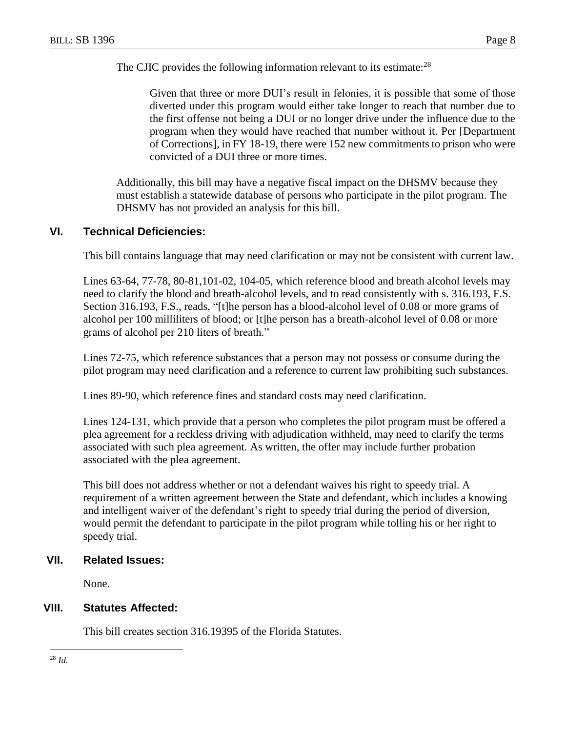The CJIC provides the following information relevant to its estimate:[28]

> Given that three or more DUI's result in felonies, it is possible that some of those diverted under this program would either take longer to reach that number due to the first offense not being a DUI or no longer drive under the influence due to the program when they would have reached that number without it. Per [Department of Corrections], in FY 18-19, there were 152 new commitments to prison who were convicted of a DUI three or more times.

Additionally, this bill may have a negative fiscal impact on the DHSMV because they must establish a statewide database of persons who participate in the pilot program. The DHSMV has not provided an analysis for this bill.

## VI. Technical Deficiencies:

This bill contains language that may need clarification or may not be consistent with current law.

Lines 63-64, 77-78, 80-81,101-02, 104-05, which reference blood and breath alcohol levels may need to clarify the blood and breath-alcohol levels, and to read consistently with s. 316.193, F.S. Section 316.193, F.S., reads, "[t]he person has a blood-alcohol level of 0.08 or more grams of alcohol per 100 milliliters of blood; or [t]he person has a breath-alcohol level of 0.08 or more grams of alcohol per 210 liters of breath."

Lines 72-75, which reference substances that a person may not possess or consume during the pilot program may need clarification and a reference to current law prohibiting such substances.

Lines 89-90, which reference fines and standard costs may need clarification.

Lines 124-131, which provide that a person who completes the pilot program must be offered a plea agreement for a reckless driving with adjudication withheld, may need to clarify the terms associated with such plea agreement. As written, the offer may include further probation associated with the plea agreement.

This bill does not address whether or not a defendant waives his right to speedy trial. A requirement of a written agreement between the State and defendant, which includes a knowing and intelligent waiver of the defendant's right to speedy trial during the period of diversion, would permit the defendant to participate in the pilot program while tolling his or her right to speedy trial.

## VII. Related Issues:

None.

## VIII. Statutes Affected:

This bill creates section 316.19395 of the Florida Statutes.

---

[28] *Id.*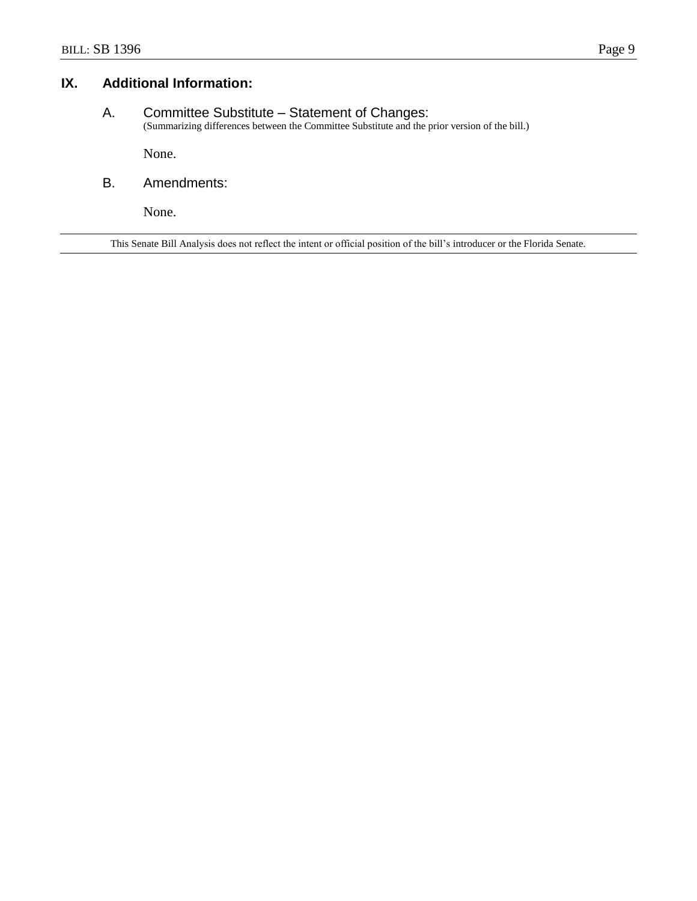## IX. Additional Information:

### A. Committee Substitute – Statement of Changes:

(Summarizing differences between the Committee Substitute and the prior version of the bill.)

None.

### B. Amendments:

None.

---

This Senate Bill Analysis does not reflect the intent or official position of the bill's introducer or the Florida Senate.

---